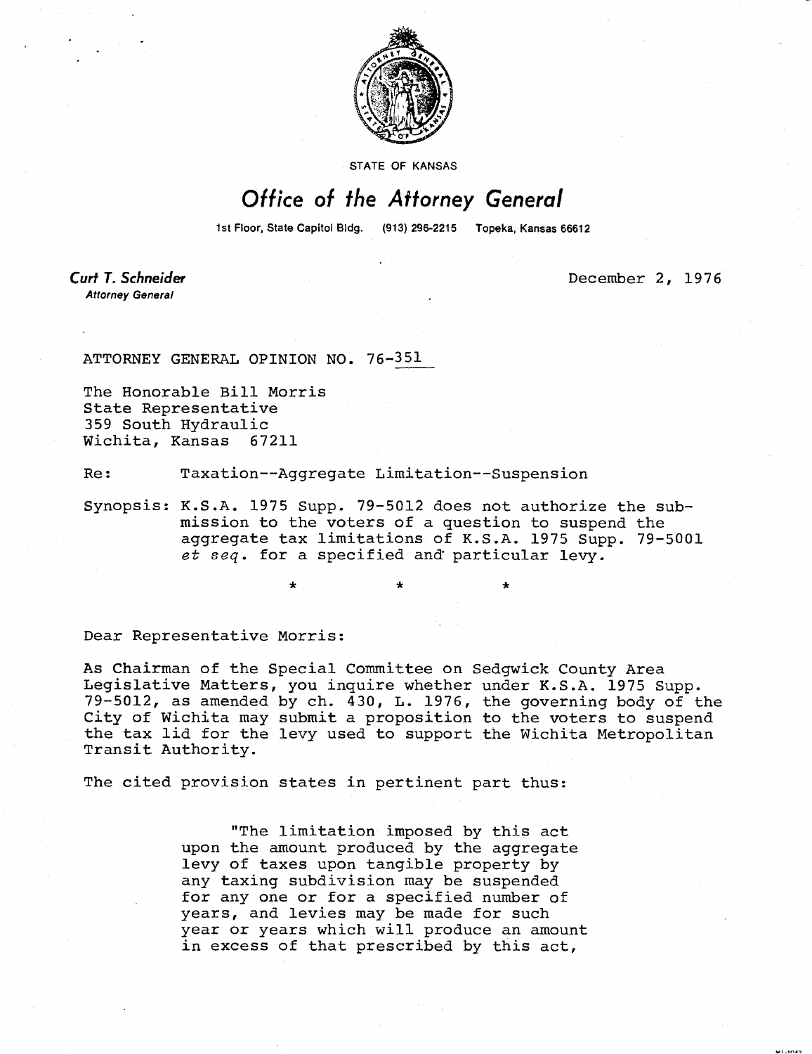STATE OF KANSAS

# Office of the Attorney General

1st Floor, State Capitol Bldg. (913) 296-2215 Topeka, Kansas 66612

**Curt T. Schneider**
*Attorney General*

December 2, 1976

ATTORNEY GENERAL OPINION NO. 76-351

The Honorable Bill Morris
State Representative
359 South Hydraulic
Wichita, Kansas 67211

Re: Taxation--Aggregate Limitation--Suspension

Synopsis: K.S.A. 1975 Supp. 79-5012 does not authorize the submission to the voters of a question to suspend the aggregate tax limitations of K.S.A. 1975 Supp. 79-5001 *et seq.* for a specified and particular levy.

\* \* \*

Dear Representative Morris:

As Chairman of the Special Committee on Sedgwick County Area Legislative Matters, you inquire whether under K.S.A. 1975 Supp. 79-5012, as amended by ch. 430, L. 1976, the governing body of the City of Wichita may submit a proposition to the voters to suspend the tax lid for the levy used to support the Wichita Metropolitan Transit Authority.

The cited provision states in pertinent part thus:

> "The limitation imposed by this act upon the amount produced by the aggregate levy of taxes upon tangible property by any taxing subdivision may be suspended for any one or for a specified number of years, and levies may be made for such year or years which will produce an amount in excess of that prescribed by this act,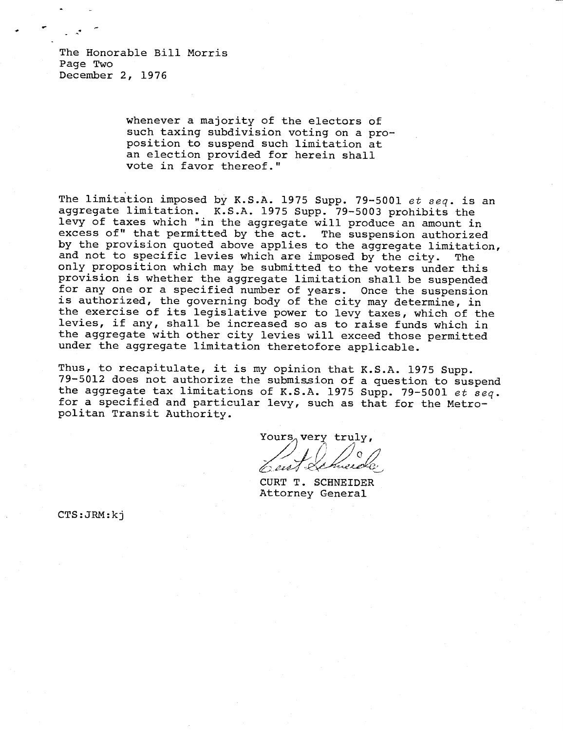The Honorable Bill Morris
Page Two
December 2, 1976

> whenever a majority of the electors of such taxing subdivision voting on a proposition to suspend such limitation at an election provided for herein shall vote in favor thereof."

The limitation imposed by K.S.A. 1975 Supp. 79-5001 *et seq.* is an aggregate limitation. K.S.A. 1975 Supp. 79-5003 prohibits the levy of taxes which "in the aggregate will produce an amount in excess of" that permitted by the act. The suspension authorized by the provision quoted above applies to the aggregate limitation, and not to specific levies which are imposed by the city. The only proposition which may be submitted to the voters under this provision is whether the aggregate limitation shall be suspended for any one or a specified number of years. Once the suspension is authorized, the governing body of the city may determine, in the exercise of its legislative power to levy taxes, which of the levies, if any, shall be increased so as to raise funds which in the aggregate with other city levies will exceed those permitted under the aggregate limitation theretofore applicable.

Thus, to recapitulate, it is my opinion that K.S.A. 1975 Supp. 79-5012 does not authorize the submission of a question to suspend the aggregate tax limitations of K.S.A. 1975 Supp. 79-5001 *et seq.* for a specified and particular levy, such as that for the Metropolitan Transit Authority.

Yours very truly,

CURT T. SCHNEIDER
Attorney General

CTS:JRM:kj